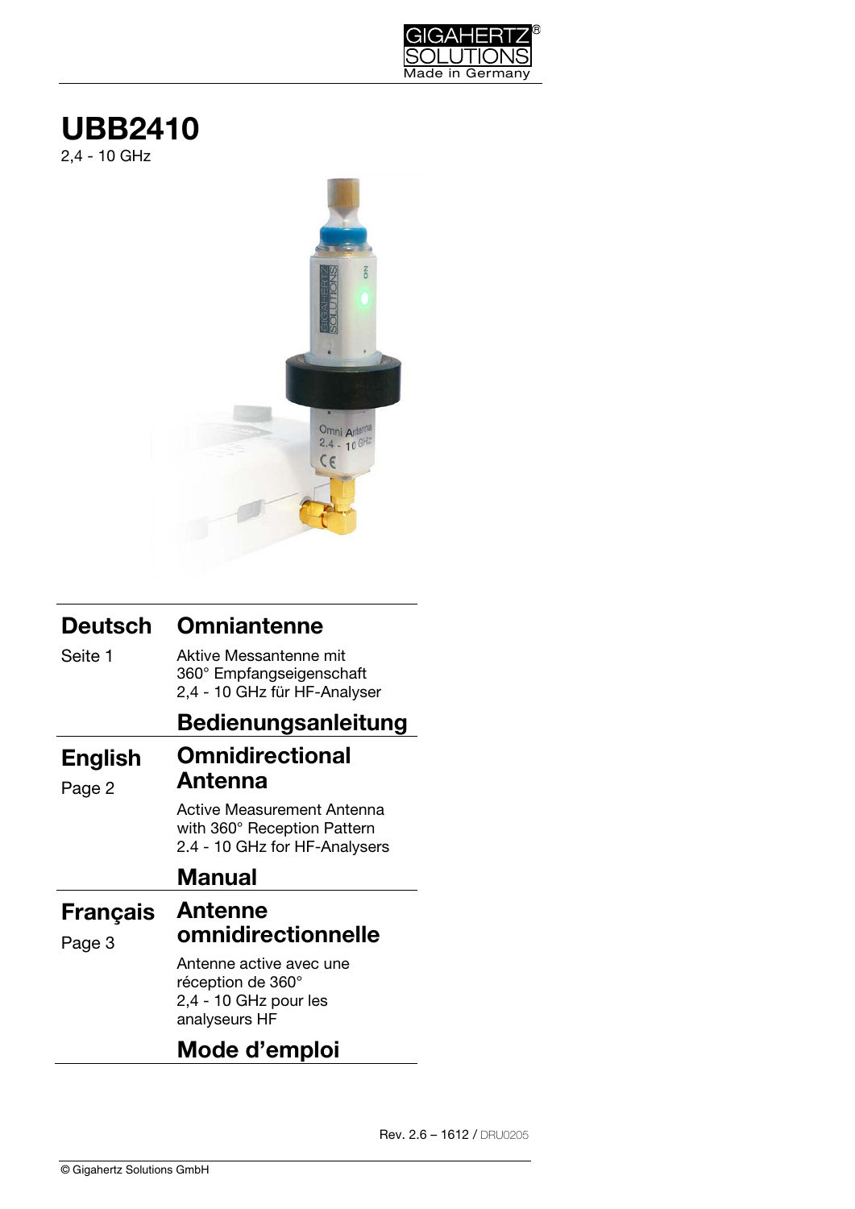# UBB2410

2,4 - 10 GHz

| | |
|---|---|
| **Deutsch** | **Omniantenne** |
| Seite 1 | Aktive Messantenne mit 360° Empfangseigenschaft 2,4 - 10 GHz für HF-Analyser |
| | **Bedienungsanleitung** |
| **English** | **Omnidirectional Antenna** |
| Page 2 | Active Measurement Antenna with 360° Reception Pattern 2.4 - 10 GHz for HF-Analysers |
| | **Manual** |
| **Français** | **Antenne omnidirectionnelle** |
| Page 3 | Antenne active avec une réception de 360° 2,4 - 10 GHz pour les analyseurs HF |
| | **Mode d'emploi** |

Rev. 2.6 – 1612 / DRU0205

© Gigahertz Solutions GmbH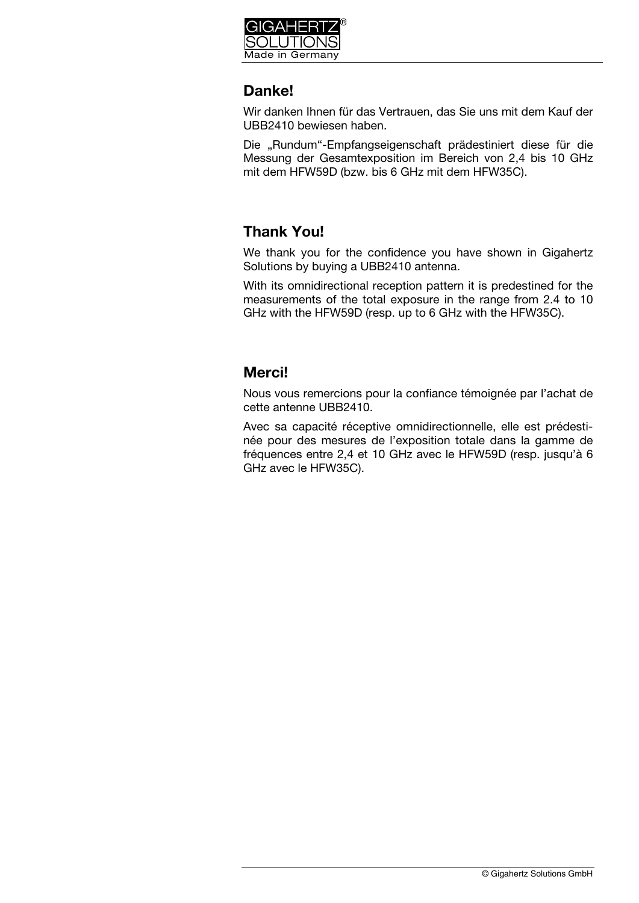## Danke!

Wir danken Ihnen für das Vertrauen, das Sie uns mit dem Kauf der UBB2410 bewiesen haben.

Die „Rundum"-Empfangseigenschaft prädestiniert diese für die Messung der Gesamtexposition im Bereich von 2,4 bis 10 GHz mit dem HFW59D (bzw. bis 6 GHz mit dem HFW35C).

## Thank You!

We thank you for the confidence you have shown in Gigahertz Solutions by buying a UBB2410 antenna.

With its omnidirectional reception pattern it is predestined for the measurements of the total exposure in the range from 2.4 to 10 GHz with the HFW59D (resp. up to 6 GHz with the HFW35C).

## Merci!

Nous vous remercions pour la confiance témoignée par l'achat de cette antenne UBB2410.

Avec sa capacité réceptive omnidirectionnelle, elle est prédestinée pour des mesures de l'exposition totale dans la gamme de fréquences entre 2,4 et 10 GHz avec le HFW59D (resp. jusqu'à 6 GHz avec le HFW35C).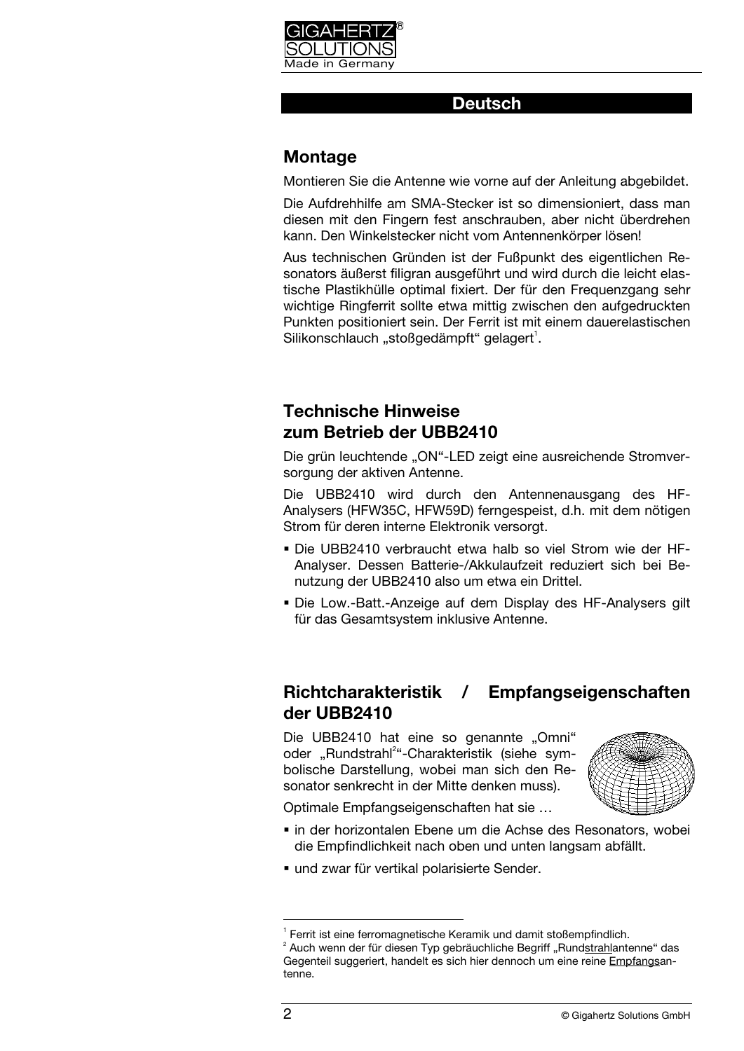## Deutsch

### Montage

Montieren Sie die Antenne wie vorne auf der Anleitung abgebildet.

Die Aufdrehhilfe am SMA-Stecker ist so dimensioniert, dass man diesen mit den Fingern fest anschrauben, aber nicht überdrehen kann. Den Winkelstecker nicht vom Antennenkörper lösen!

Aus technischen Gründen ist der Fußpunkt des eigentlichen Resonators äußerst filigran ausgeführt und wird durch die leicht elastische Plastikhülle optimal fixiert. Der für den Frequenzgang sehr wichtige Ringferrit sollte etwa mittig zwischen den aufgedruckten Punkten positioniert sein. Der Ferrit ist mit einem dauerelastischen Silikonschlauch „stoßgedämpft“ gelagert[1].

### Technische Hinweise zum Betrieb der UBB2410

Die grün leuchtende „ON“-LED zeigt eine ausreichende Stromversorgung der aktiven Antenne.

Die UBB2410 wird durch den Antennenausgang des HF-Analysers (HFW35C, HFW59D) ferngespeist, d.h. mit dem nötigen Strom für deren interne Elektronik versorgt.

- Die UBB2410 verbraucht etwa halb so viel Strom wie der HF-Analyser. Dessen Batterie-/Akkulaufzeit reduziert sich bei Benutzung der UBB2410 also um etwa ein Drittel.
- Die Low.-Batt.-Anzeige auf dem Display des HF-Analysers gilt für das Gesamtsystem inklusive Antenne.

### Richtcharakteristik / Empfangseigenschaften der UBB2410

Die UBB2410 hat eine so genannte „Omni“ oder „Rundstrahl[2]“-Charakteristik (siehe symbolische Darstellung, wobei man sich den Resonator senkrecht in der Mitte denken muss).

Optimale Empfangseigenschaften hat sie …

- in der horizontalen Ebene um die Achse des Resonators, wobei die Empfindlichkeit nach oben und unten langsam abfällt.
- und zwar für vertikal polarisierte Sender.

---

[1] Ferrit ist eine ferromagnetische Keramik und damit stoßempfindlich.

[2] Auch wenn der für diesen Typ gebräuchliche Begriff „Rundstrahlantenne“ das Gegenteil suggeriert, handelt es sich hier dennoch um eine reine Empfangsantenne.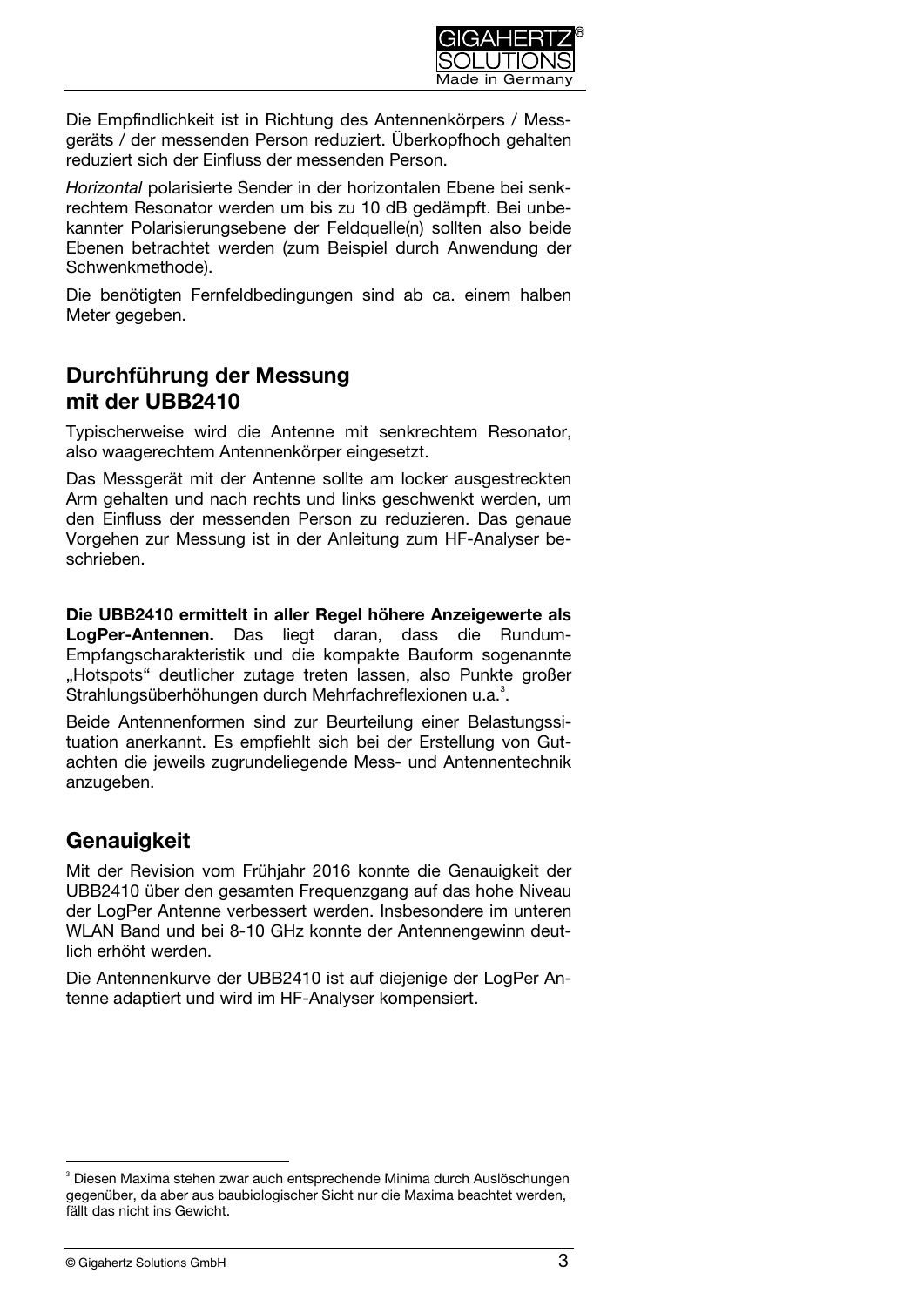Die Empfindlichkeit ist in Richtung des Antennenkörpers / Messgeräts / der messenden Person reduziert. Überkopfhoch gehalten reduziert sich der Einfluss der messenden Person.

*Horizontal* polarisierte Sender in der horizontalen Ebene bei senkrechtem Resonator werden um bis zu 10 dB gedämpft. Bei unbekannter Polarisierungsebene der Feldquelle(n) sollten also beide Ebenen betrachtet werden (zum Beispiel durch Anwendung der Schwenkmethode).

Die benötigten Fernfeldbedingungen sind ab ca. einem halben Meter gegeben.

## Durchführung der Messung mit der UBB2410

Typischerweise wird die Antenne mit senkrechtem Resonator, also waagerechtem Antennenkörper eingesetzt.

Das Messgerät mit der Antenne sollte am locker ausgestreckten Arm gehalten und nach rechts und links geschwenkt werden, um den Einfluss der messenden Person zu reduzieren. Das genaue Vorgehen zur Messung ist in der Anleitung zum HF-Analyser beschrieben.

**Die UBB2410 ermittelt in aller Regel höhere Anzeigewerte als LogPer-Antennen.** Das liegt daran, dass die Rundum-Empfangscharakteristik und die kompakte Bauform sogenannte „Hotspots" deutlicher zutage treten lassen, also Punkte großer Strahlungsüberhöhungen durch Mehrfachreflexionen u.a.[3].

Beide Antennenformen sind zur Beurteilung einer Belastungssituation anerkannt. Es empfiehlt sich bei der Erstellung von Gutachten die jeweils zugrundeliegende Mess- und Antennentechnik anzugeben.

## Genauigkeit

Mit der Revision vom Frühjahr 2016 konnte die Genauigkeit der UBB2410 über den gesamten Frequenzgang auf das hohe Niveau der LogPer Antenne verbessert werden. Insbesondere im unteren WLAN Band und bei 8-10 GHz konnte der Antennengewinn deutlich erhöht werden.

Die Antennenkurve der UBB2410 ist auf diejenige der LogPer Antenne adaptiert und wird im HF-Analyser kompensiert.

---

[3] Diesen Maxima stehen zwar auch entsprechende Minima durch Auslöschungen gegenüber, da aber aus baubiologischer Sicht nur die Maxima beachtet werden, fällt das nicht ins Gewicht.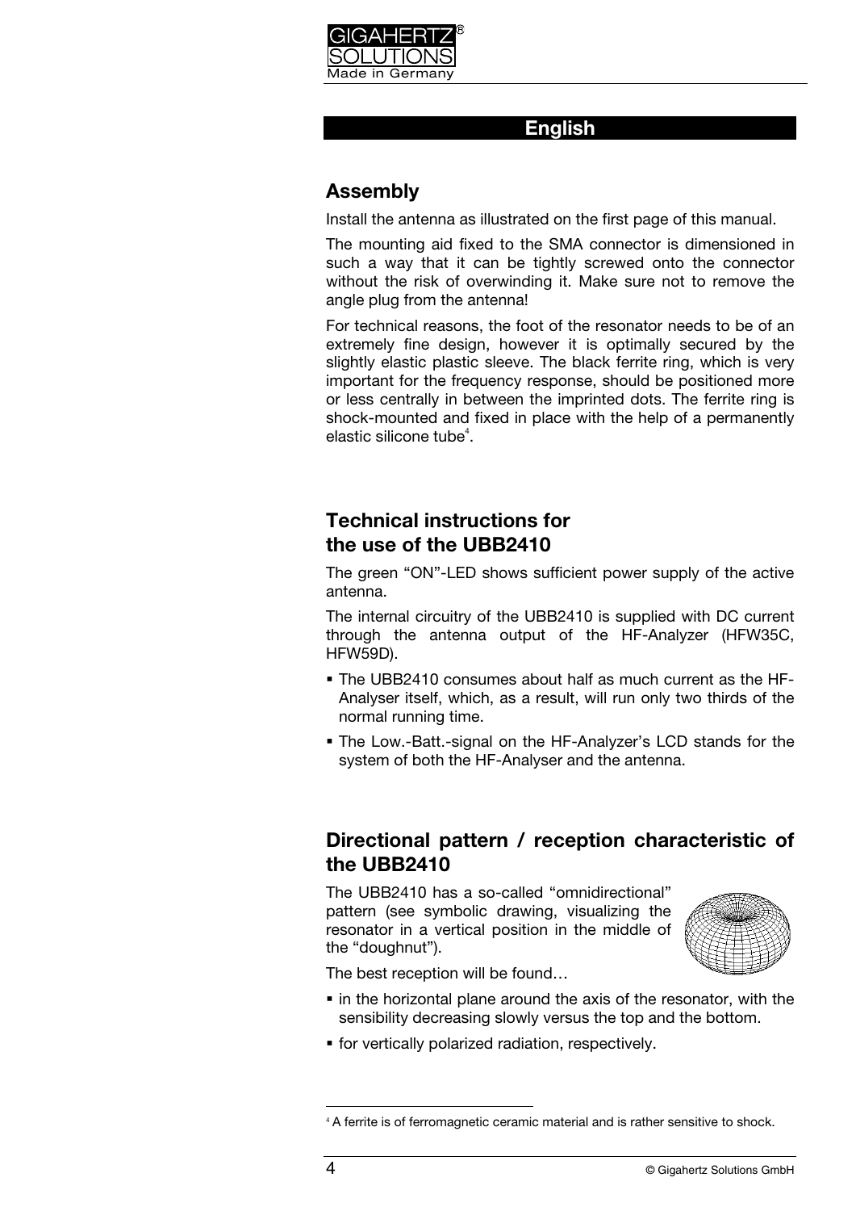## English

## Assembly

Install the antenna as illustrated on the first page of this manual.

The mounting aid fixed to the SMA connector is dimensioned in such a way that it can be tightly screwed onto the connector without the risk of overwinding it. Make sure not to remove the angle plug from the antenna!

For technical reasons, the foot of the resonator needs to be of an extremely fine design, however it is optimally secured by the slightly elastic plastic sleeve. The black ferrite ring, which is very important for the frequency response, should be positioned more or less centrally in between the imprinted dots. The ferrite ring is shock-mounted and fixed in place with the help of a permanently elastic silicone tube[4].

## Technical instructions for the use of the UBB2410

The green "ON"-LED shows sufficient power supply of the active antenna.

The internal circuitry of the UBB2410 is supplied with DC current through the antenna output of the HF-Analyzer (HFW35C, HFW59D).

- The UBB2410 consumes about half as much current as the HF-Analyser itself, which, as a result, will run only two thirds of the normal running time.
- The Low.-Batt.-signal on the HF-Analyzer's LCD stands for the system of both the HF-Analyser and the antenna.

## Directional pattern / reception characteristic of the UBB2410

The UBB2410 has a so-called "omnidirectional" pattern (see symbolic drawing, visualizing the resonator in a vertical position in the middle of the "doughnut").

The best reception will be found…

- in the horizontal plane around the axis of the resonator, with the sensibility decreasing slowly versus the top and the bottom.
- for vertically polarized radiation, respectively.

[4] A ferrite is of ferromagnetic ceramic material and is rather sensitive to shock.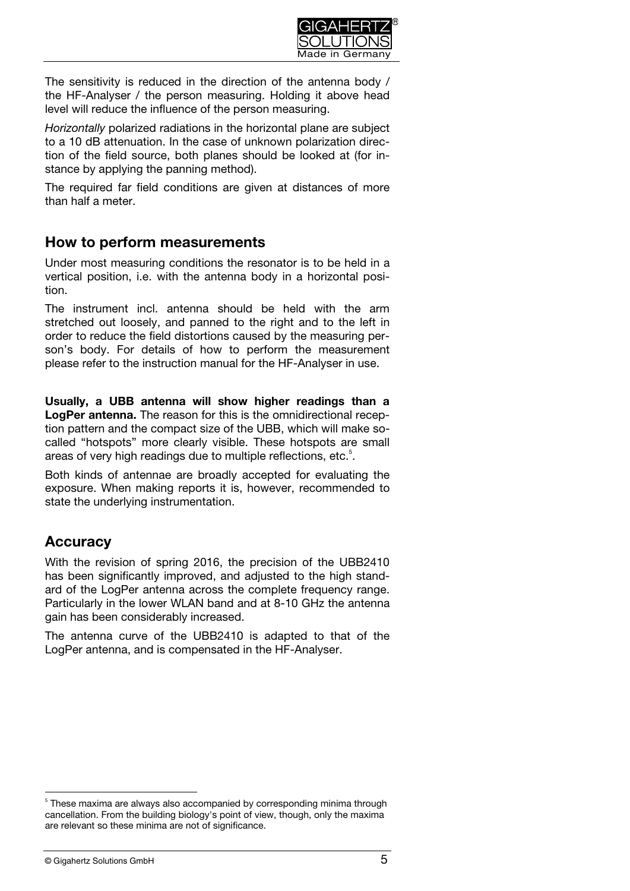The sensitivity is reduced in the direction of the antenna body / the HF-Analyser / the person measuring. Holding it above head level will reduce the influence of the person measuring.

*Horizontally* polarized radiations in the horizontal plane are subject to a 10 dB attenuation. In the case of unknown polarization direction of the field source, both planes should be looked at (for instance by applying the panning method).

The required far field conditions are given at distances of more than half a meter.

## How to perform measurements

Under most measuring conditions the resonator is to be held in a vertical position, i.e. with the antenna body in a horizontal position.

The instrument incl. antenna should be held with the arm stretched out loosely, and panned to the right and to the left in order to reduce the field distortions caused by the measuring person's body. For details of how to perform the measurement please refer to the instruction manual for the HF-Analyser in use.

**Usually, a UBB antenna will show higher readings than a LogPer antenna.** The reason for this is the omnidirectional reception pattern and the compact size of the UBB, which will make so-called "hotspots" more clearly visible. These hotspots are small areas of very high readings due to multiple reflections, etc.[5].

Both kinds of antennae are broadly accepted for evaluating the exposure. When making reports it is, however, recommended to state the underlying instrumentation.

## Accuracy

With the revision of spring 2016, the precision of the UBB2410 has been significantly improved, and adjusted to the high standard of the LogPer antenna across the complete frequency range. Particularly in the lower WLAN band and at 8-10 GHz the antenna gain has been considerably increased.

The antenna curve of the UBB2410 is adapted to that of the LogPer antenna, and is compensated in the HF-Analyser.

[5] These maxima are always also accompanied by corresponding minima through cancellation. From the building biology's point of view, though, only the maxima are relevant so these minima are not of significance.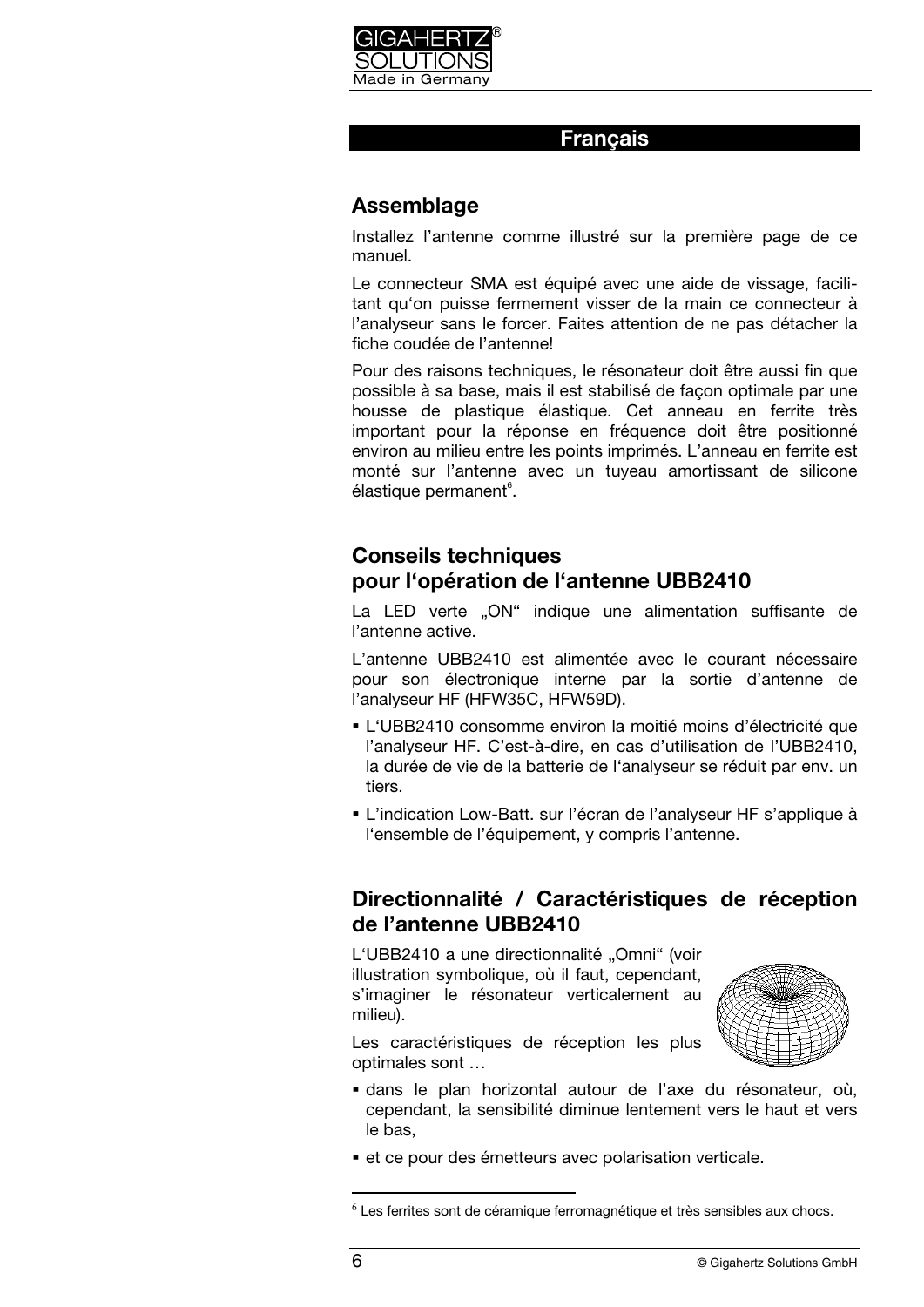## Français

### Assemblage

Installez l'antenne comme illustré sur la première page de ce manuel.

Le connecteur SMA est équipé avec une aide de vissage, facilitant qu'on puisse fermement visser de la main ce connecteur à l'analyseur sans le forcer. Faites attention de ne pas détacher la fiche coudée de l'antenne!

Pour des raisons techniques, le résonateur doit être aussi fin que possible à sa base, mais il est stabilisé de façon optimale par une housse de plastique élastique. Cet anneau en ferrite très important pour la réponse en fréquence doit être positionné environ au milieu entre les points imprimés. L'anneau en ferrite est monté sur l'antenne avec un tuyeau amortissant de silicone élastique permanent[6].

### Conseils techniques pour l'opération de l'antenne UBB2410

La LED verte „ON“ indique une alimentation suffisante de l'antenne active.

L'antenne UBB2410 est alimentée avec le courant nécessaire pour son électronique interne par la sortie d'antenne de l'analyseur HF (HFW35C, HFW59D).

- L'UBB2410 consomme environ la moitié moins d'électricité que l'analyseur HF. C'est-à-dire, en cas d'utilisation de l'UBB2410, la durée de vie de la batterie de l'analyseur se réduit par env. un tiers.
- L'indication Low-Batt. sur l'écran de l'analyseur HF s'applique à l'ensemble de l'équipement, y compris l'antenne.

### Directionnalité / Caractéristiques de réception de l'antenne UBB2410

L'UBB2410 a une directionnalité „Omni“ (voir illustration symbolique, où il faut, cependant, s'imaginer le résonateur verticalement au milieu).

Les caractéristiques de réception les plus optimales sont …

- dans le plan horizontal autour de l'axe du résonateur, où, cependant, la sensibilité diminue lentement vers le haut et vers le bas,
- et ce pour des émetteurs avec polarisation verticale.

---

[6] Les ferrites sont de céramique ferromagnétique et très sensibles aux chocs.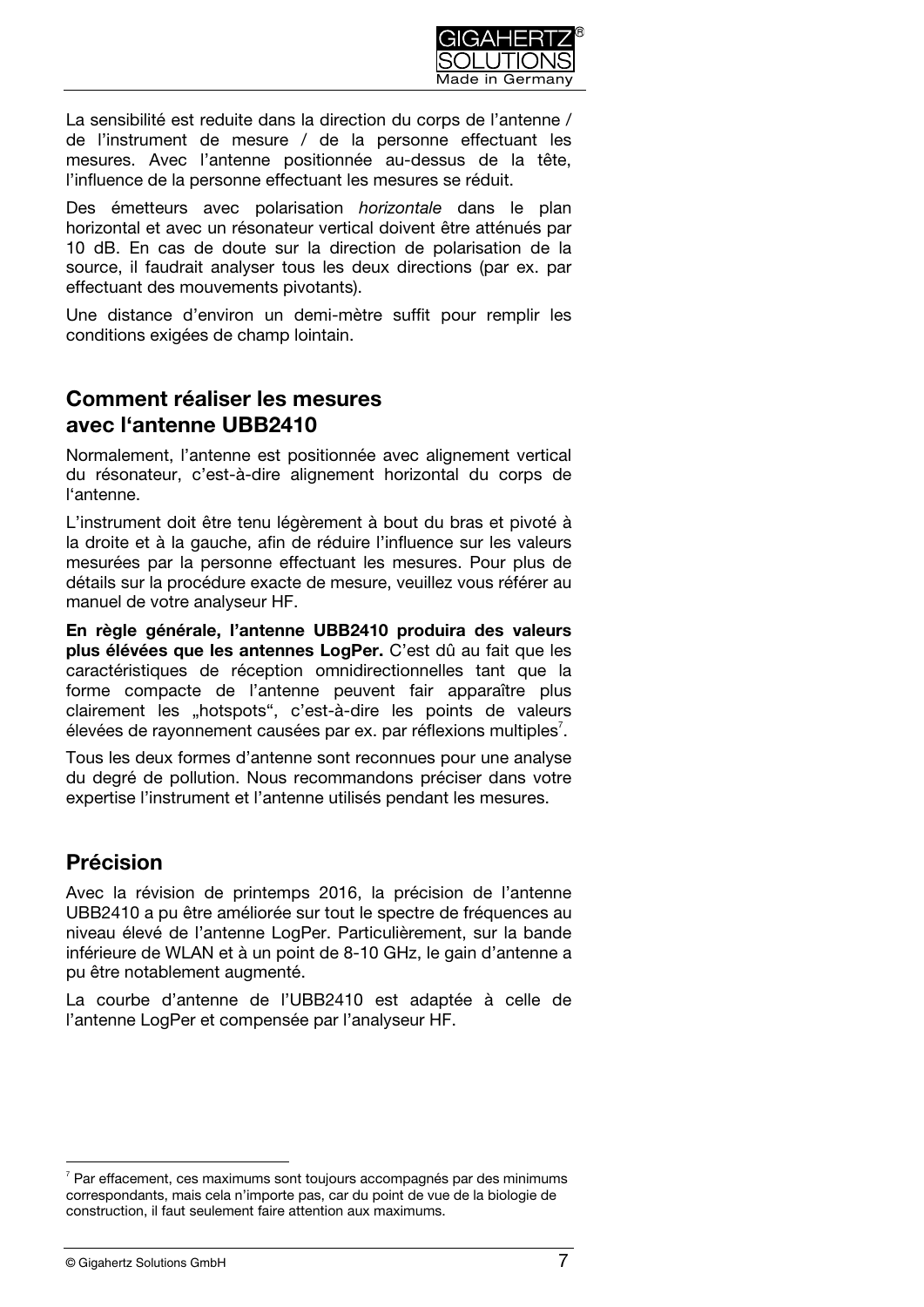La sensibilité est reduite dans la direction du corps de l'antenne / de l'instrument de mesure / de la personne effectuant les mesures. Avec l'antenne positionnée au-dessus de la tête, l'influence de la personne effectuant les mesures se réduit.

Des émetteurs avec polarisation *horizontale* dans le plan horizontal et avec un résonateur vertical doivent être atténués par 10 dB. En cas de doute sur la direction de polarisation de la source, il faudrait analyser tous les deux directions (par ex. par effectuant des mouvements pivotants).

Une distance d'environ un demi-mètre suffit pour remplir les conditions exigées de champ lointain.

## Comment réaliser les mesures avec l'antenne UBB2410

Normalement, l'antenne est positionnée avec alignement vertical du résonateur, c'est-à-dire alignement horizontal du corps de l'antenne.

L'instrument doit être tenu légèrement à bout du bras et pivoté à la droite et à la gauche, afin de réduire l'influence sur les valeurs mesurées par la personne effectuant les mesures. Pour plus de détails sur la procédure exacte de mesure, veuillez vous référer au manuel de votre analyseur HF.

**En règle générale, l'antenne UBB2410 produira des valeurs plus élévées que les antennes LogPer.** C'est dû au fait que les caractéristiques de réception omnidirectionnelles tant que la forme compacte de l'antenne peuvent fair apparaître plus clairement les „hotspots", c'est-à-dire les points de valeurs élevées de rayonnement causées par ex. par réflexions multiples[7].

Tous les deux formes d'antenne sont reconnues pour une analyse du degré de pollution. Nous recommandons préciser dans votre expertise l'instrument et l'antenne utilisés pendant les mesures.

## Précision

Avec la révision de printemps 2016, la précision de l'antenne UBB2410 a pu être améliorée sur tout le spectre de fréquences au niveau élevé de l'antenne LogPer. Particulièrement, sur la bande inférieure de WLAN et à un point de 8-10 GHz, le gain d'antenne a pu être notablement augmenté.

La courbe d'antenne de l'UBB2410 est adaptée à celle de l'antenne LogPer et compensée par l'analyseur HF.

---

[7] Par effacement, ces maximums sont toujours accompagnés par des minimums correspondants, mais cela n'importe pas, car du point de vue de la biologie de construction, il faut seulement faire attention aux maximums.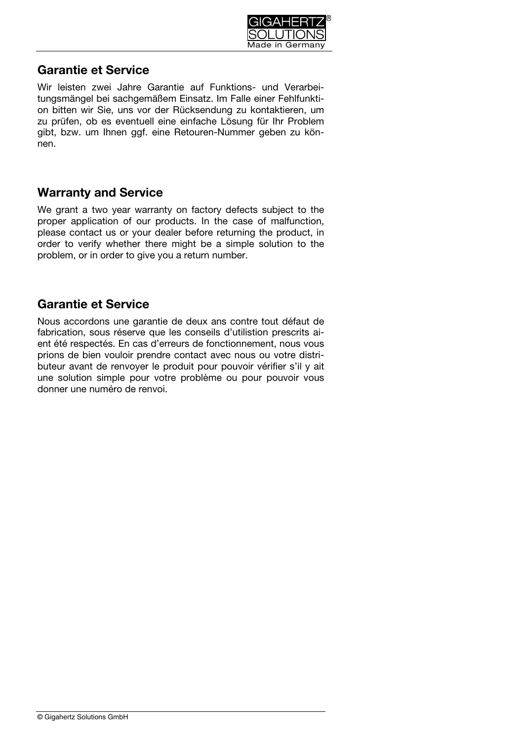## Garantie et Service

Wir leisten zwei Jahre Garantie auf Funktions- und Verarbeitungsmängel bei sachgemäßem Einsatz. Im Falle einer Fehlfunktion bitten wir Sie, uns vor der Rücksendung zu kontaktieren, um zu prüfen, ob es eventuell eine einfache Lösung für Ihr Problem gibt, bzw. um Ihnen ggf. eine Retouren-Nummer geben zu können.

## Warranty and Service

We grant a two year warranty on factory defects subject to the proper application of our products. In the case of malfunction, please contact us or your dealer before returning the product, in order to verify whether there might be a simple solution to the problem, or in order to give you a return number.

## Garantie et Service

Nous accordons une garantie de deux ans contre tout défaut de fabrication, sous réserve que les conseils d'utilistion prescrits aient été respectés. En cas d'erreurs de fonctionnement, nous vous prions de bien vouloir prendre contact avec nous ou votre distributeur avant de renvoyer le produit pour pouvoir vérifier s'il y ait une solution simple pour votre problème ou pour pouvoir vous donner une numéro de renvoi.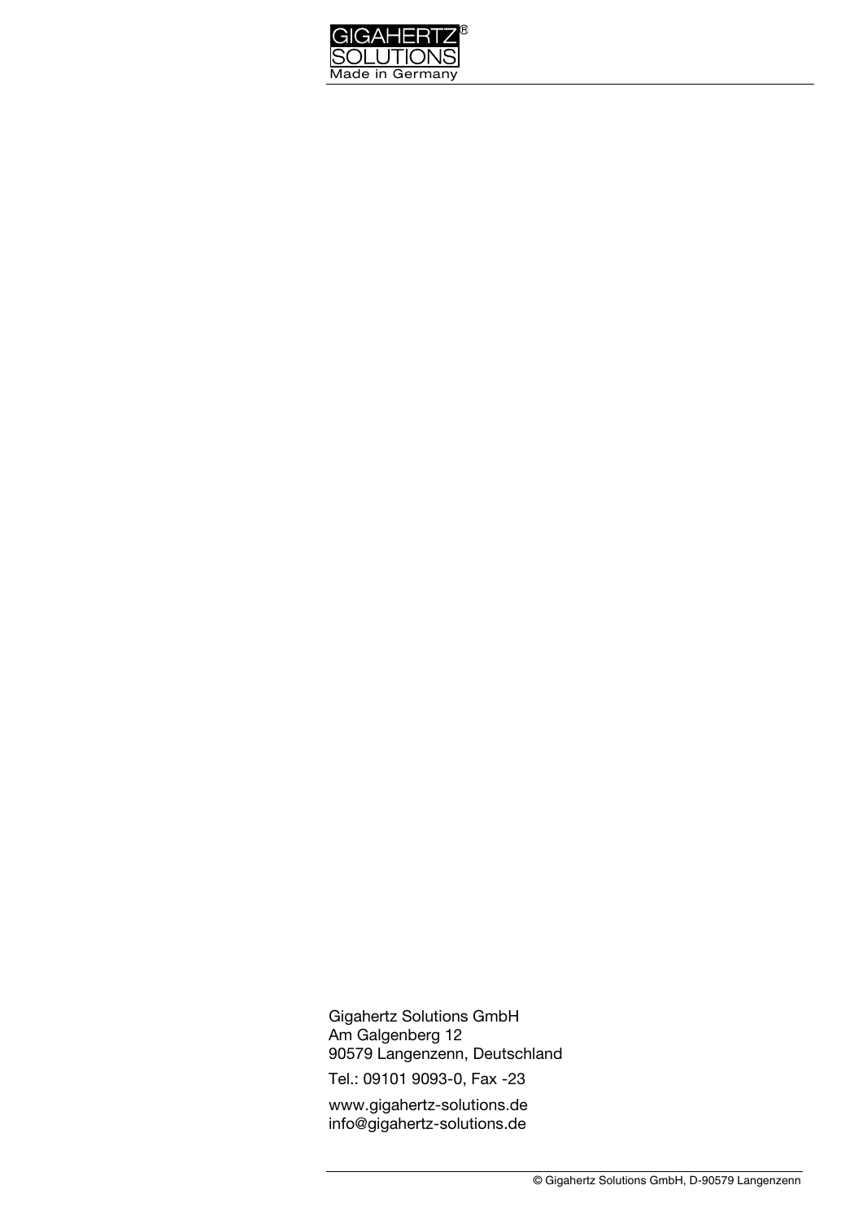Gigahertz Solutions GmbH
Am Galgenberg 12
90579 Langenzenn, Deutschland

Tel.: 09101 9093-0, Fax -23

www.gigahertz-solutions.de
info@gigahertz-solutions.de